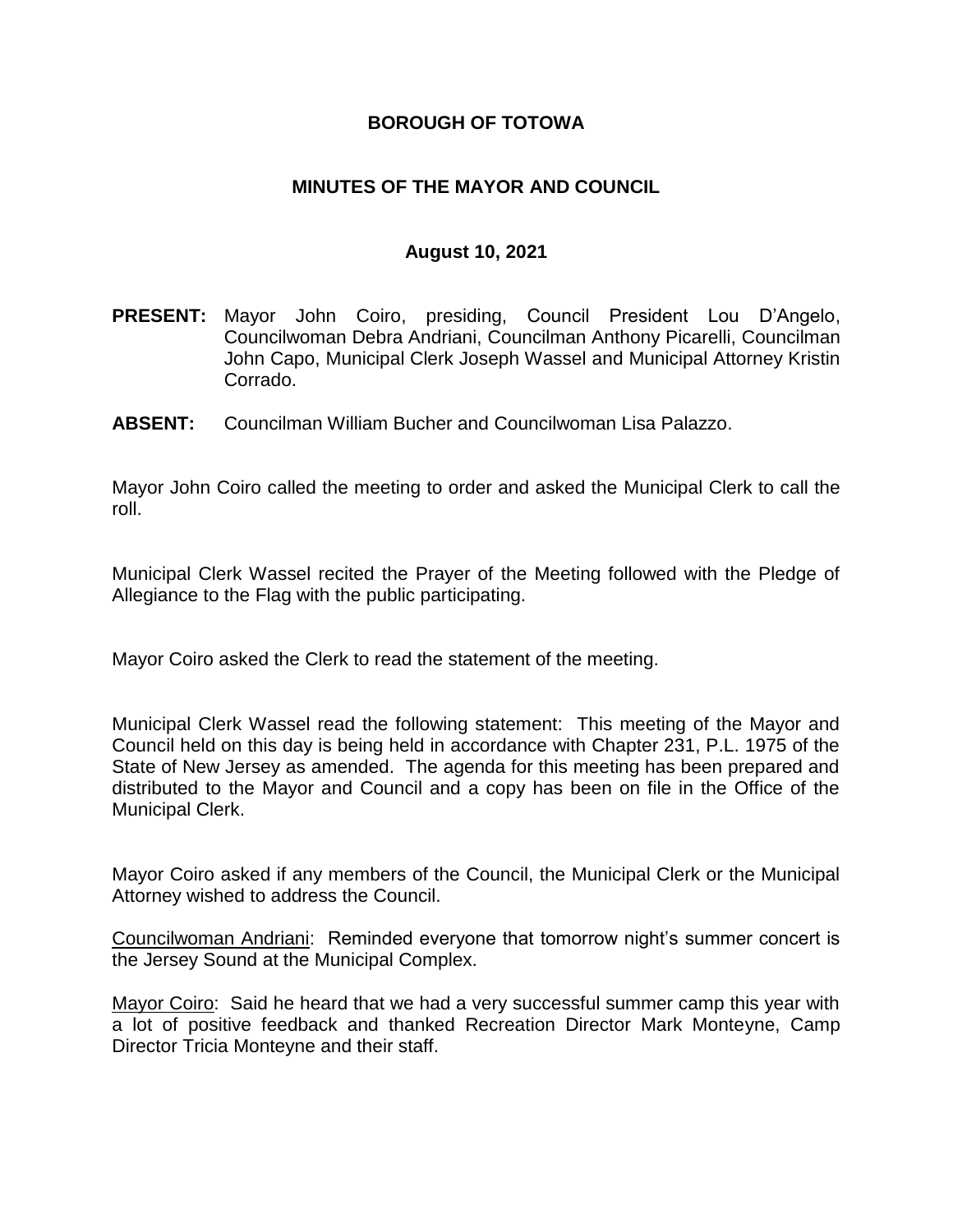# BOROUGH OF TOTOWA

## MINUTES OF THE MAYOR AND COUNCIL

### August 10, 2021

**PRESENT:** Mayor John Coiro, presiding, Council President Lou D'Angelo, Councilwoman Debra Andriani, Councilman Anthony Picarelli, Councilman John Capo, Municipal Clerk Joseph Wassel and Municipal Attorney Kristin Corrado.

**ABSENT:** Councilman William Bucher and Councilwoman Lisa Palazzo.

Mayor John Coiro called the meeting to order and asked the Municipal Clerk to call the roll.

Municipal Clerk Wassel recited the Prayer of the Meeting followed with the Pledge of Allegiance to the Flag with the public participating.

Mayor Coiro asked the Clerk to read the statement of the meeting.

Municipal Clerk Wassel read the following statement: This meeting of the Mayor and Council held on this day is being held in accordance with Chapter 231, P.L. 1975 of the State of New Jersey as amended. The agenda for this meeting has been prepared and distributed to the Mayor and Council and a copy has been on file in the Office of the Municipal Clerk.

Mayor Coiro asked if any members of the Council, the Municipal Clerk or the Municipal Attorney wished to address the Council.

<u>Councilwoman Andriani</u>: Reminded everyone that tomorrow night's summer concert is the Jersey Sound at the Municipal Complex.

<u>Mayor Coiro</u>: Said he heard that we had a very successful summer camp this year with a lot of positive feedback and thanked Recreation Director Mark Monteyne, Camp Director Tricia Monteyne and their staff.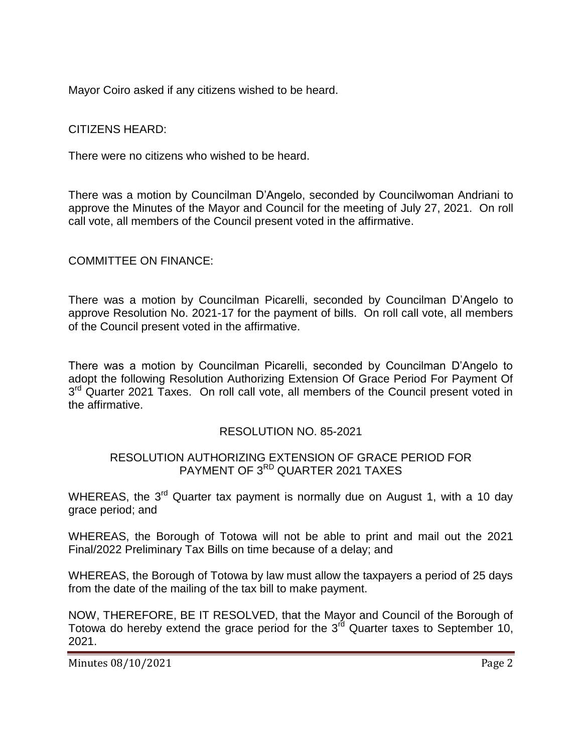Mayor Coiro asked if any citizens wished to be heard.

CITIZENS HEARD:

There were no citizens who wished to be heard.

There was a motion by Councilman D'Angelo, seconded by Councilwoman Andriani to approve the Minutes of the Mayor and Council for the meeting of July 27, 2021. On roll call vote, all members of the Council present voted in the affirmative.

COMMITTEE ON FINANCE:

There was a motion by Councilman Picarelli, seconded by Councilman D'Angelo to approve Resolution No. 2021-17 for the payment of bills. On roll call vote, all members of the Council present voted in the affirmative.

There was a motion by Councilman Picarelli, seconded by Councilman D'Angelo to adopt the following Resolution Authorizing Extension Of Grace Period For Payment Of 3rd Quarter 2021 Taxes. On roll call vote, all members of the Council present voted in the affirmative.

RESOLUTION NO. 85-2021

RESOLUTION AUTHORIZING EXTENSION OF GRACE PERIOD FOR PAYMENT OF 3RD QUARTER 2021 TAXES

WHEREAS, the 3rd Quarter tax payment is normally due on August 1, with a 10 day grace period; and

WHEREAS, the Borough of Totowa will not be able to print and mail out the 2021 Final/2022 Preliminary Tax Bills on time because of a delay; and

WHEREAS, the Borough of Totowa by law must allow the taxpayers a period of 25 days from the date of the mailing of the tax bill to make payment.

NOW, THEREFORE, BE IT RESOLVED, that the Mayor and Council of the Borough of Totowa do hereby extend the grace period for the 3rd Quarter taxes to September 10, 2021.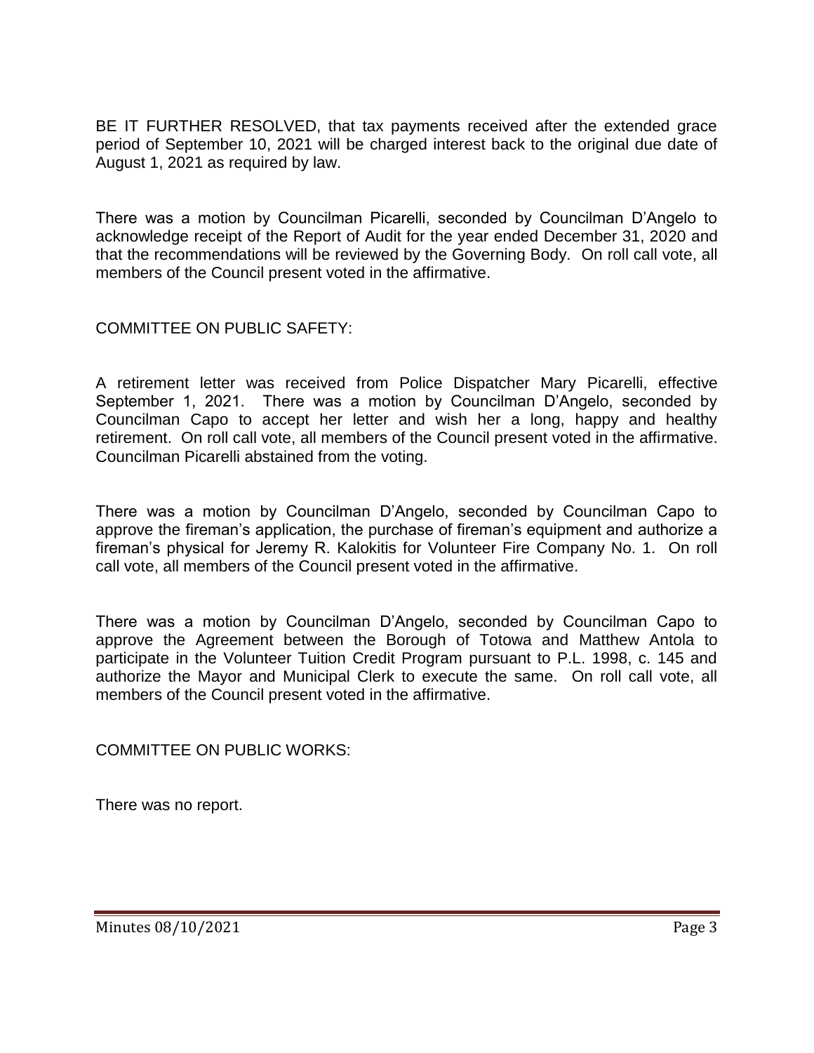BE IT FURTHER RESOLVED, that tax payments received after the extended grace period of September 10, 2021 will be charged interest back to the original due date of August 1, 2021 as required by law.

There was a motion by Councilman Picarelli, seconded by Councilman D'Angelo to acknowledge receipt of the Report of Audit for the year ended December 31, 2020 and that the recommendations will be reviewed by the Governing Body. On roll call vote, all members of the Council present voted in the affirmative.

COMMITTEE ON PUBLIC SAFETY:

A retirement letter was received from Police Dispatcher Mary Picarelli, effective September 1, 2021. There was a motion by Councilman D'Angelo, seconded by Councilman Capo to accept her letter and wish her a long, happy and healthy retirement. On roll call vote, all members of the Council present voted in the affirmative. Councilman Picarelli abstained from the voting.

There was a motion by Councilman D'Angelo, seconded by Councilman Capo to approve the fireman's application, the purchase of fireman's equipment and authorize a fireman's physical for Jeremy R. Kalokitis for Volunteer Fire Company No. 1. On roll call vote, all members of the Council present voted in the affirmative.

There was a motion by Councilman D'Angelo, seconded by Councilman Capo to approve the Agreement between the Borough of Totowa and Matthew Antola to participate in the Volunteer Tuition Credit Program pursuant to P.L. 1998, c. 145 and authorize the Mayor and Municipal Clerk to execute the same. On roll call vote, all members of the Council present voted in the affirmative.

COMMITTEE ON PUBLIC WORKS:

There was no report.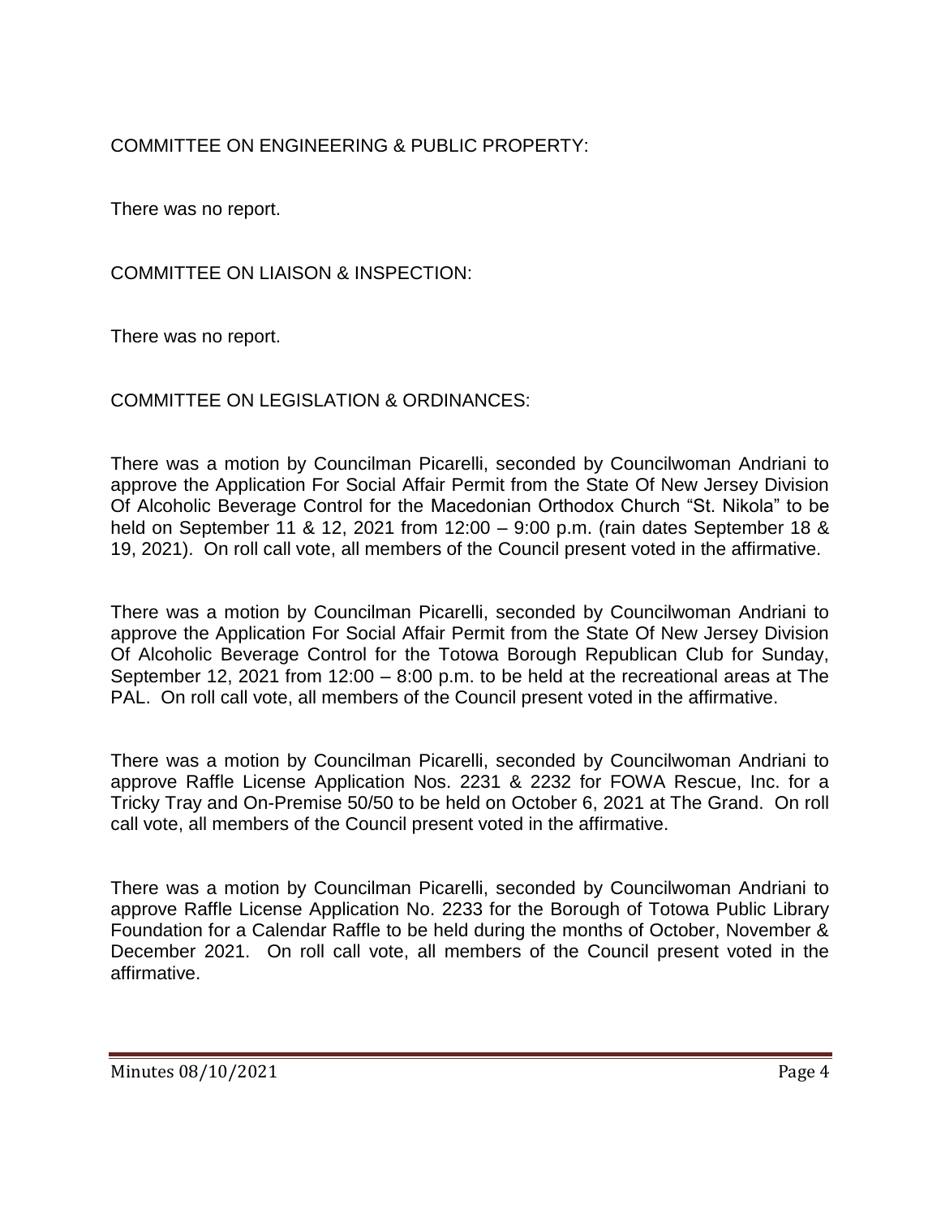COMMITTEE ON ENGINEERING & PUBLIC PROPERTY:

There was no report.

COMMITTEE ON LIAISON & INSPECTION:

There was no report.

COMMITTEE ON LEGISLATION & ORDINANCES:

There was a motion by Councilman Picarelli, seconded by Councilwoman Andriani to approve the Application For Social Affair Permit from the State Of New Jersey Division Of Alcoholic Beverage Control for the Macedonian Orthodox Church "St. Nikola" to be held on September 11 & 12, 2021 from 12:00 – 9:00 p.m. (rain dates September 18 & 19, 2021). On roll call vote, all members of the Council present voted in the affirmative.

There was a motion by Councilman Picarelli, seconded by Councilwoman Andriani to approve the Application For Social Affair Permit from the State Of New Jersey Division Of Alcoholic Beverage Control for the Totowa Borough Republican Club for Sunday, September 12, 2021 from 12:00 – 8:00 p.m. to be held at the recreational areas at The PAL. On roll call vote, all members of the Council present voted in the affirmative.

There was a motion by Councilman Picarelli, seconded by Councilwoman Andriani to approve Raffle License Application Nos. 2231 & 2232 for FOWA Rescue, Inc. for a Tricky Tray and On-Premise 50/50 to be held on October 6, 2021 at The Grand. On roll call vote, all members of the Council present voted in the affirmative.

There was a motion by Councilman Picarelli, seconded by Councilwoman Andriani to approve Raffle License Application No. 2233 for the Borough of Totowa Public Library Foundation for a Calendar Raffle to be held during the months of October, November & December 2021. On roll call vote, all members of the Council present voted in the affirmative.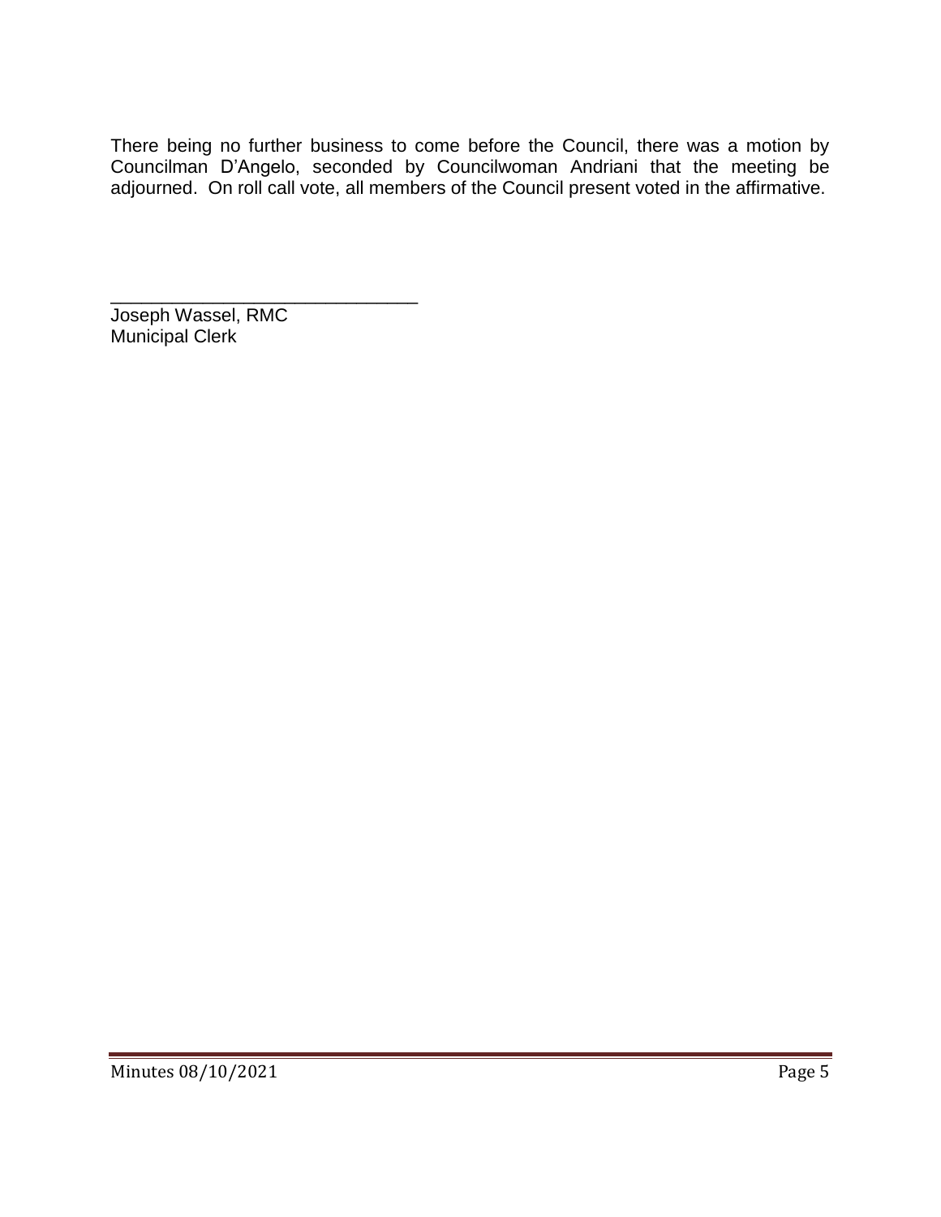There being no further business to come before the Council, there was a motion by Councilman D'Angelo, seconded by Councilwoman Andriani that the meeting be adjourned. On roll call vote, all members of the Council present voted in the affirmative.

_______________________________

Joseph Wassel, RMC
Municipal Clerk